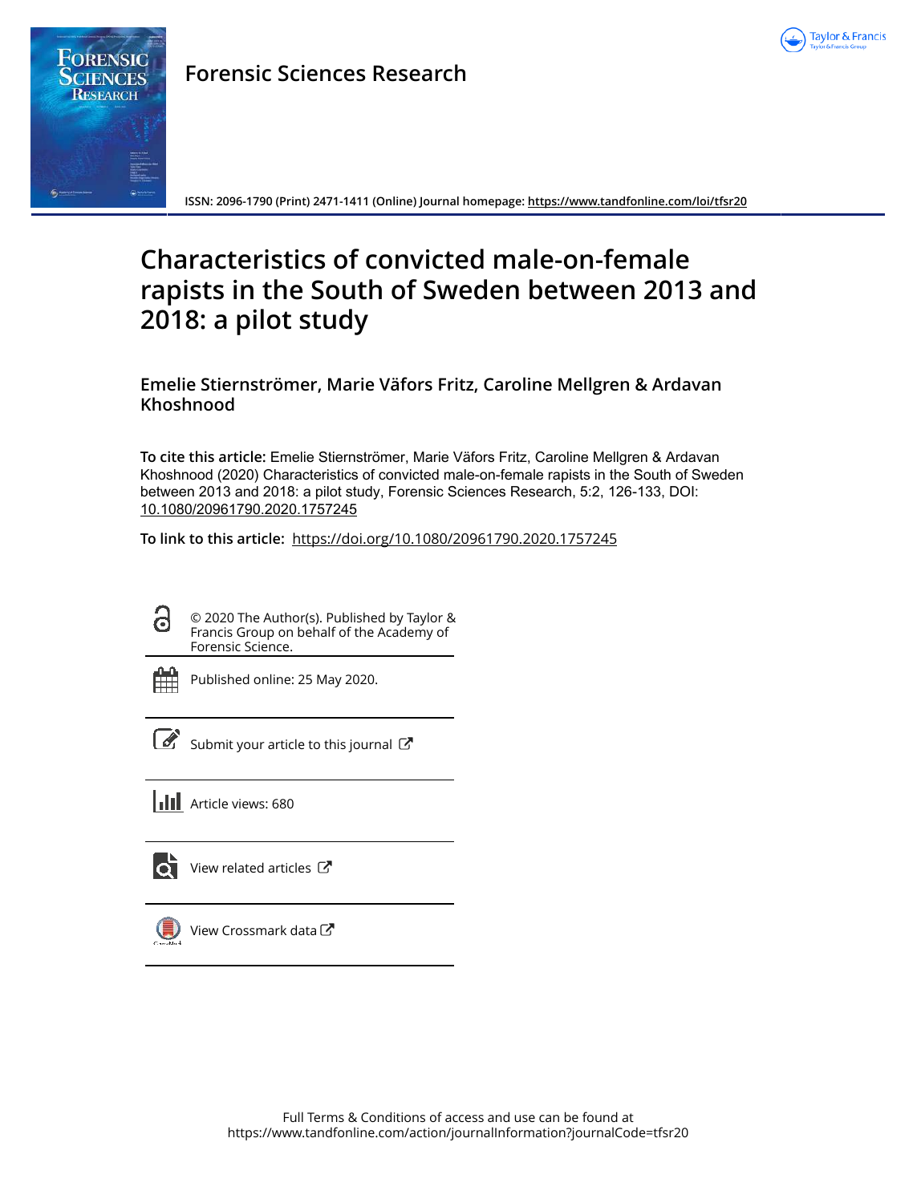Forensic Sciences Research

ISSN: 2096-1790 (Print) 2471-1411 (Online) Journal homepage: https://www.tandfonline.com/loi/tfsr20

# Characteristics of convicted male-on-female rapists in the South of Sweden between 2013 and 2018: a pilot study

**Emelie Stiernströmer, Marie Väfors Fritz, Caroline Mellgren & Ardavan Khoshnood**

**To cite this article:** Emelie Stiernströmer, Marie Väfors Fritz, Caroline Mellgren & Ardavan Khoshnood (2020) Characteristics of convicted male-on-female rapists in the South of Sweden between 2013 and 2018: a pilot study, Forensic Sciences Research, 5:2, 126-133, DOI: 10.1080/20961790.2020.1757245

**To link to this article:** https://doi.org/10.1080/20961790.2020.1757245

© 2020 The Author(s). Published by Taylor & Francis Group on behalf of the Academy of Forensic Science.

Published online: 25 May 2020.

Submit your article to this journal

Article views: 680

View related articles

View Crossmark data

Full Terms & Conditions of access and use can be found at
https://www.tandfonline.com/action/journalInformation?journalCode=tfsr20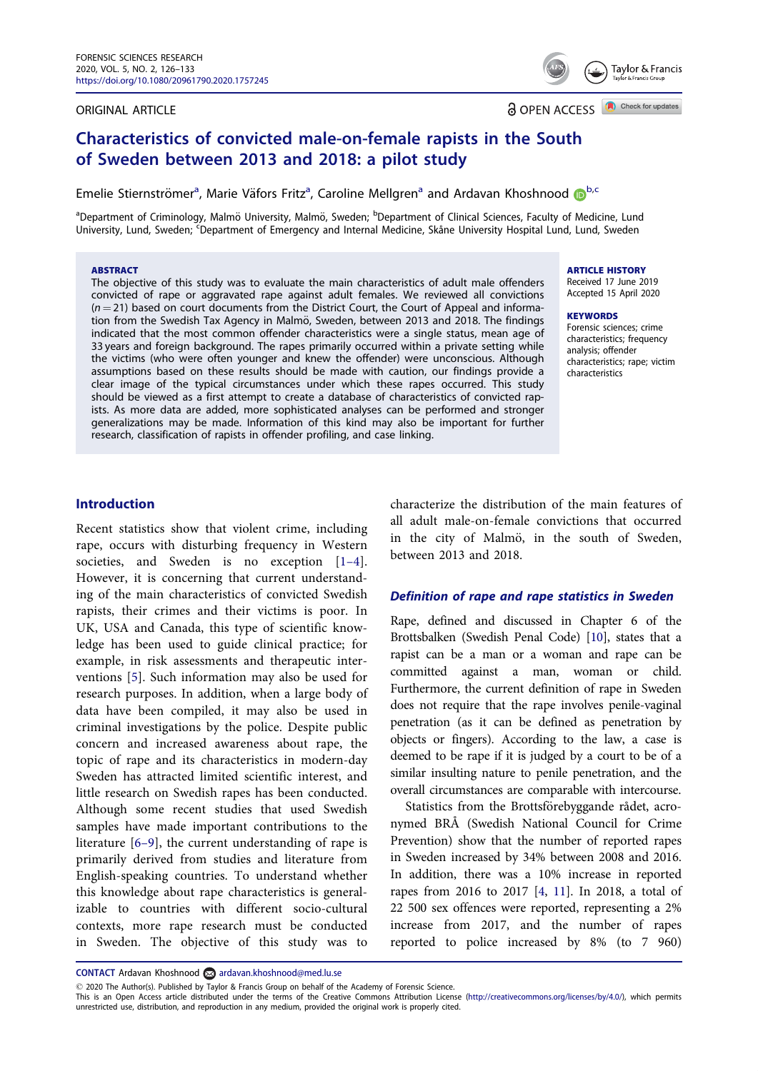# Characteristics of convicted male-on-female rapists in the South of Sweden between 2013 and 2018: a pilot study

Emelie Stiernströmer[a], Marie Väfors Fritz[a], Caroline Mellgren[a] and Ardavan Khoshnood[b,c]

[a]Department of Criminology, Malmö University, Malmö, Sweden; [b]Department of Clinical Sciences, Faculty of Medicine, Lund University, Lund, Sweden; [c]Department of Emergency and Internal Medicine, Skåne University Hospital Lund, Lund, Sweden

ORIGINAL ARTICLE

OPEN ACCESS

## ABSTRACT

The objective of this study was to evaluate the main characteristics of adult male offenders convicted of rape or aggravated rape against adult females. We reviewed all convictions ($n = 21$) based on court documents from the District Court, the Court of Appeal and information from the Swedish Tax Agency in Malmö, Sweden, between 2013 and 2018. The findings indicated that the most common offender characteristics were a single status, mean age of 33 years and foreign background. The rapes primarily occurred within a private setting while the victims (who were often younger and knew the offender) were unconscious. Although assumptions based on these results should be made with caution, our findings provide a clear image of the typical circumstances under which these rapes occurred. This study should be viewed as a first attempt to create a database of characteristics of convicted rapists. As more data are added, more sophisticated analyses can be performed and stronger generalizations may be made. Information of this kind may also be important for further research, classification of rapists in offender profiling, and case linking.

**ARTICLE HISTORY**
Received 17 June 2019
Accepted 15 April 2020

**KEYWORDS**
Forensic sciences; crime characteristics; frequency analysis; offender characteristics; rape; victim characteristics

## Introduction

Recent statistics show that violent crime, including rape, occurs with disturbing frequency in Western societies, and Sweden is no exception [1–4]. However, it is concerning that current understanding of the main characteristics of convicted Swedish rapists, their crimes and their victims is poor. In UK, USA and Canada, this type of scientific knowledge has been used to guide clinical practice; for example, in risk assessments and therapeutic interventions [5]. Such information may also be used for research purposes. In addition, when a large body of data have been compiled, it may also be used in criminal investigations by the police. Despite public concern and increased awareness about rape, the topic of rape and its characteristics in modern-day Sweden has attracted limited scientific interest, and little research on Swedish rapes has been conducted. Although some recent studies that used Swedish samples have made important contributions to the literature [6–9], the current understanding of rape is primarily derived from studies and literature from English-speaking countries. To understand whether this knowledge about rape characteristics is generalizable to countries with different socio-cultural contexts, more rape research must be conducted in Sweden. The objective of this study was to characterize the distribution of the main features of all adult male-on-female convictions that occurred in the city of Malmö, in the south of Sweden, between 2013 and 2018.

### *Definition of rape and rape statistics in Sweden*

Rape, defined and discussed in Chapter 6 of the Brottsbalken (Swedish Penal Code) [10], states that a rapist can be a man or a woman and rape can be committed against a man, woman or child. Furthermore, the current definition of rape in Sweden does not require that the rape involves penile-vaginal penetration (as it can be defined as penetration by objects or fingers). According to the law, a case is deemed to be rape if it is judged by a court to be of a similar insulting nature to penile penetration, and the overall circumstances are comparable with intercourse.

Statistics from the Brottsförebyggande rådet, acronymed BRÅ (Swedish National Council for Crime Prevention) show that the number of reported rapes in Sweden increased by 34% between 2008 and 2016. In addition, there was a 10% increase in reported rapes from 2016 to 2017 [4, 11]. In 2018, a total of 22 500 sex offences were reported, representing a 2% increase from 2017, and the number of rapes reported to police increased by 8% (to 7 960)

**CONTACT** Ardavan Khoshnood ardavan.khoshnood@med.lu.se

© 2020 The Author(s). Published by Taylor & Francis Group on behalf of the Academy of Forensic Science.
This is an Open Access article distributed under the terms of the Creative Commons Attribution License (http://creativecommons.org/licenses/by/4.0/), which permits unrestricted use, distribution, and reproduction in any medium, provided the original work is properly cited.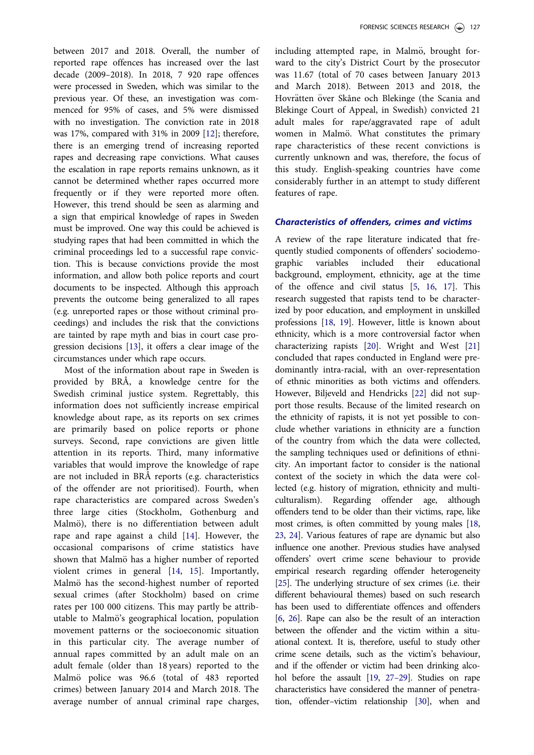between 2017 and 2018. Overall, the number of reported rape offences has increased over the last decade (2009–2018). In 2018, 7 920 rape offences were processed in Sweden, which was similar to the previous year. Of these, an investigation was commenced for 95% of cases, and 5% were dismissed with no investigation. The conviction rate in 2018 was 17%, compared with 31% in 2009 [12]; therefore, there is an emerging trend of increasing reported rapes and decreasing rape convictions. What causes the escalation in rape reports remains unknown, as it cannot be determined whether rapes occurred more frequently or if they were reported more often. However, this trend should be seen as alarming and a sign that empirical knowledge of rapes in Sweden must be improved. One way this could be achieved is studying rapes that had been committed in which the criminal proceedings led to a successful rape conviction. This is because convictions provide the most information, and allow both police reports and court documents to be inspected. Although this approach prevents the outcome being generalized to all rapes (e.g. unreported rapes or those without criminal proceedings) and includes the risk that the convictions are tainted by rape myth and bias in court case progression decisions [13], it offers a clear image of the circumstances under which rape occurs.

Most of the information about rape in Sweden is provided by BRÅ, a knowledge centre for the Swedish criminal justice system. Regrettably, this information does not sufficiently increase empirical knowledge about rape, as its reports on sex crimes are primarily based on police reports or phone surveys. Second, rape convictions are given little attention in its reports. Third, many informative variables that would improve the knowledge of rape are not included in BRÅ reports (e.g. characteristics of the offender are not prioritised). Fourth, when rape characteristics are compared across Sweden's three large cities (Stockholm, Gothenburg and Malmö), there is no differentiation between adult rape and rape against a child [14]. However, the occasional comparisons of crime statistics have shown that Malmö has a higher number of reported violent crimes in general [14, 15]. Importantly, Malmö has the second-highest number of reported sexual crimes (after Stockholm) based on crime rates per 100 000 citizens. This may partly be attributable to Malmö's geographical location, population movement patterns or the socioeconomic situation in this particular city. The average number of annual rapes committed by an adult male on an adult female (older than 18 years) reported to the Malmö police was 96.6 (total of 483 reported crimes) between January 2014 and March 2018. The average number of annual criminal rape charges, including attempted rape, in Malmö, brought forward to the city's District Court by the prosecutor was 11.67 (total of 70 cases between January 2013 and March 2018). Between 2013 and 2018, the Hovrätten över Skåne och Blekinge (the Scania and Blekinge Court of Appeal, in Swedish) convicted 21 adult males for rape/aggravated rape of adult women in Malmö. What constitutes the primary rape characteristics of these recent convictions is currently unknown and was, therefore, the focus of this study. English-speaking countries have come considerably further in an attempt to study different features of rape.

### *Characteristics of offenders, crimes and victims*

A review of the rape literature indicated that frequently studied components of offenders' sociodemographic variables included their educational background, employment, ethnicity, age at the time of the offence and civil status [5, 16, 17]. This research suggested that rapists tend to be characterized by poor education, and employment in unskilled professions [18, 19]. However, little is known about ethnicity, which is a more controversial factor when characterizing rapists [20]. Wright and West [21] concluded that rapes conducted in England were predominantly intra-racial, with an over-representation of ethnic minorities as both victims and offenders. However, Biljeveld and Hendricks [22] did not support those results. Because of the limited research on the ethnicity of rapists, it is not yet possible to conclude whether variations in ethnicity are a function of the country from which the data were collected, the sampling techniques used or definitions of ethnicity. An important factor to consider is the national context of the society in which the data were collected (e.g. history of migration, ethnicity and multiculturalism). Regarding offender age, although offenders tend to be older than their victims, rape, like most crimes, is often committed by young males [18, 23, 24]. Various features of rape are dynamic but also influence one another. Previous studies have analysed offenders' overt crime scene behaviour to provide empirical research regarding offender heterogeneity [25]. The underlying structure of sex crimes (i.e. their different behavioural themes) based on such research has been used to differentiate offences and offenders [6, 26]. Rape can also be the result of an interaction between the offender and the victim within a situational context. It is, therefore, useful to study other crime scene details, such as the victim's behaviour, and if the offender or victim had been drinking alcohol before the assault [19, 27–29]. Studies on rape characteristics have considered the manner of penetration, offender–victim relationship [30], when and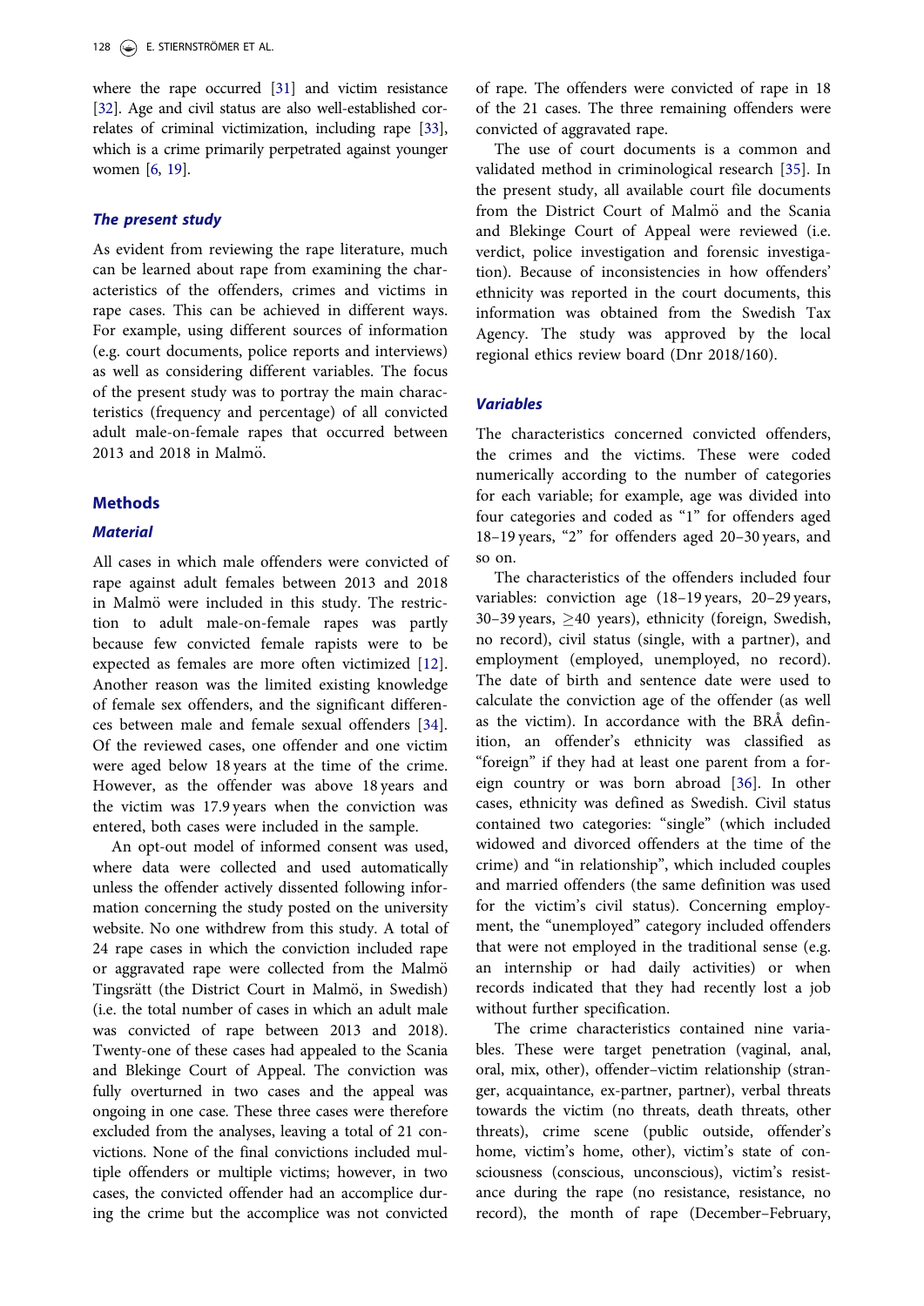where the rape occurred [31] and victim resistance [32]. Age and civil status are also well-established correlates of criminal victimization, including rape [33], which is a crime primarily perpetrated against younger women [6, 19].

### *The present study*

As evident from reviewing the rape literature, much can be learned about rape from examining the characteristics of the offenders, crimes and victims in rape cases. This can be achieved in different ways. For example, using different sources of information (e.g. court documents, police reports and interviews) as well as considering different variables. The focus of the present study was to portray the main characteristics (frequency and percentage) of all convicted adult male-on-female rapes that occurred between 2013 and 2018 in Malmö.

## Methods

### *Material*

All cases in which male offenders were convicted of rape against adult females between 2013 and 2018 in Malmö were included in this study. The restriction to adult male-on-female rapes was partly because few convicted female rapists were to be expected as females are more often victimized [12]. Another reason was the limited existing knowledge of female sex offenders, and the significant differences between male and female sexual offenders [34]. Of the reviewed cases, one offender and one victim were aged below 18 years at the time of the crime. However, as the offender was above 18 years and the victim was 17.9 years when the conviction was entered, both cases were included in the sample.

An opt-out model of informed consent was used, where data were collected and used automatically unless the offender actively dissented following information concerning the study posted on the university website. No one withdrew from this study. A total of 24 rape cases in which the conviction included rape or aggravated rape were collected from the Malmö Tingsrätt (the District Court in Malmö, in Swedish) (i.e. the total number of cases in which an adult male was convicted of rape between 2013 and 2018). Twenty-one of these cases had appealed to the Scania and Blekinge Court of Appeal. The conviction was fully overturned in two cases and the appeal was ongoing in one case. These three cases were therefore excluded from the analyses, leaving a total of 21 convictions. None of the final convictions included multiple offenders or multiple victims; however, in two cases, the convicted offender had an accomplice during the crime but the accomplice was not convicted of rape. The offenders were convicted of rape in 18 of the 21 cases. The three remaining offenders were convicted of aggravated rape.

The use of court documents is a common and validated method in criminological research [35]. In the present study, all available court file documents from the District Court of Malmö and the Scania and Blekinge Court of Appeal were reviewed (i.e. verdict, police investigation and forensic investigation). Because of inconsistencies in how offenders' ethnicity was reported in the court documents, this information was obtained from the Swedish Tax Agency. The study was approved by the local regional ethics review board (Dnr 2018/160).

### *Variables*

The characteristics concerned convicted offenders, the crimes and the victims. These were coded numerically according to the number of categories for each variable; for example, age was divided into four categories and coded as "1" for offenders aged 18–19 years, "2" for offenders aged 20–30 years, and so on.

The characteristics of the offenders included four variables: conviction age (18–19 years, 20–29 years, 30–39 years, ≥40 years), ethnicity (foreign, Swedish, no record), civil status (single, with a partner), and employment (employed, unemployed, no record). The date of birth and sentence date were used to calculate the conviction age of the offender (as well as the victim). In accordance with the BRÅ definition, an offender's ethnicity was classified as "foreign" if they had at least one parent from a foreign country or was born abroad [36]. In other cases, ethnicity was defined as Swedish. Civil status contained two categories: "single" (which included widowed and divorced offenders at the time of the crime) and "in relationship", which included couples and married offenders (the same definition was used for the victim's civil status). Concerning employment, the "unemployed" category included offenders that were not employed in the traditional sense (e.g. an internship or had daily activities) or when records indicated that they had recently lost a job without further specification.

The crime characteristics contained nine variables. These were target penetration (vaginal, anal, oral, mix, other), offender–victim relationship (stranger, acquaintance, ex-partner, partner), verbal threats towards the victim (no threats, death threats, other threats), crime scene (public outside, offender's home, victim's home, other), victim's state of consciousness (conscious, unconscious), victim's resistance during the rape (no resistance, resistance, no record), the month of rape (December–February,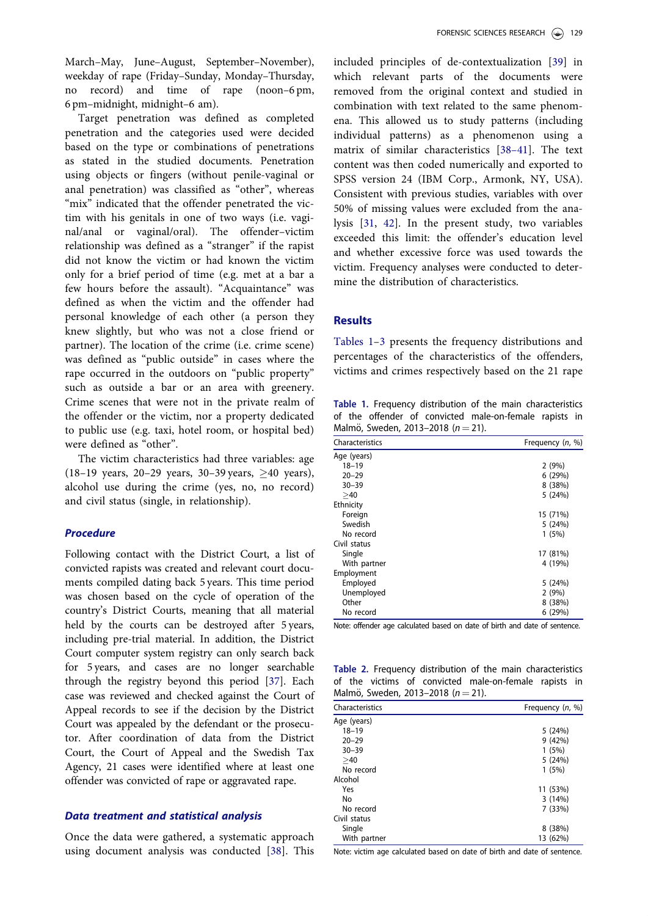March–May, June–August, September–November), weekday of rape (Friday–Sunday, Monday–Thursday, no record) and time of rape (noon–6 pm, 6 pm–midnight, midnight–6 am).

Target penetration was defined as completed penetration and the categories used were decided based on the type or combinations of penetrations as stated in the studied documents. Penetration using objects or fingers (without penile-vaginal or anal penetration) was classified as "other", whereas "mix" indicated that the offender penetrated the victim with his genitals in one of two ways (i.e. vaginal/anal or vaginal/oral). The offender–victim relationship was defined as a "stranger" if the rapist did not know the victim or had known the victim only for a brief period of time (e.g. met at a bar a few hours before the assault). "Acquaintance" was defined as when the victim and the offender had personal knowledge of each other (a person they knew slightly, but who was not a close friend or partner). The location of the crime (i.e. crime scene) was defined as "public outside" in cases where the rape occurred in the outdoors on "public property" such as outside a bar or an area with greenery. Crime scenes that were not in the private realm of the offender or the victim, nor a property dedicated to public use (e.g. taxi, hotel room, or hospital bed) were defined as "other".

The victim characteristics had three variables: age (18–19 years, 20–29 years, 30–39 years, ≥40 years), alcohol use during the crime (yes, no, no record) and civil status (single, in relationship).

### *Procedure*

Following contact with the District Court, a list of convicted rapists was created and relevant court documents compiled dating back 5 years. This time period was chosen based on the cycle of operation of the country's District Courts, meaning that all material held by the courts can be destroyed after 5 years, including pre-trial material. In addition, the District Court computer system registry can only search back for 5 years, and cases are no longer searchable through the registry beyond this period [37]. Each case was reviewed and checked against the Court of Appeal records to see if the decision by the District Court was appealed by the defendant or the prosecutor. After coordination of data from the District Court, the Court of Appeal and the Swedish Tax Agency, 21 cases were identified where at least one offender was convicted of rape or aggravated rape.

### *Data treatment and statistical analysis*

Once the data were gathered, a systematic approach using document analysis was conducted [38]. This included principles of de-contextualization [39] in which relevant parts of the documents were removed from the original context and studied in combination with text related to the same phenomena. This allowed us to study patterns (including individual patterns) as a phenomenon using a matrix of similar characteristics [38–41]. The text content was then coded numerically and exported to SPSS version 24 (IBM Corp., Armonk, NY, USA). Consistent with previous studies, variables with over 50% of missing values were excluded from the analysis [31, 42]. In the present study, two variables exceeded this limit: the offender's education level and whether excessive force was used towards the victim. Frequency analyses were conducted to determine the distribution of characteristics.

## Results

Tables 1–3 presents the frequency distributions and percentages of the characteristics of the offenders, victims and crimes respectively based on the 21 rape

**Table 1.** Frequency distribution of the main characteristics of the offender of convicted male-on-female rapists in Malmö, Sweden, 2013–2018 ($n = 21$).

| Characteristics | Frequency ($n$, %) |
|---|---|
| Age (years) | |
| 18–19 | 2 (9%) |
| 20–29 | 6 (29%) |
| 30–39 | 8 (38%) |
| ≥40 | 5 (24%) |
| Ethnicity | |
| Foreign | 15 (71%) |
| Swedish | 5 (24%) |
| No record | 1 (5%) |
| Civil status | |
| Single | 17 (81%) |
| With partner | 4 (19%) |
| Employment | |
| Employed | 5 (24%) |
| Unemployed | 2 (9%) |
| Other | 8 (38%) |
| No record | 6 (29%) |

Note: offender age calculated based on date of birth and date of sentence.

**Table 2.** Frequency distribution of the main characteristics of the victims of convicted male-on-female rapists in Malmö, Sweden, 2013–2018 ($n = 21$).

| Characteristics | Frequency ($n$, %) |
|---|---|
| Age (years) | |
| 18–19 | 5 (24%) |
| 20–29 | 9 (42%) |
| 30–39 | 1 (5%) |
| ≥40 | 5 (24%) |
| No record | 1 (5%) |
| Alcohol | |
| Yes | 11 (53%) |
| No | 3 (14%) |
| No record | 7 (33%) |
| Civil status | |
| Single | 8 (38%) |
| With partner | 13 (62%) |

Note: victim age calculated based on date of birth and date of sentence.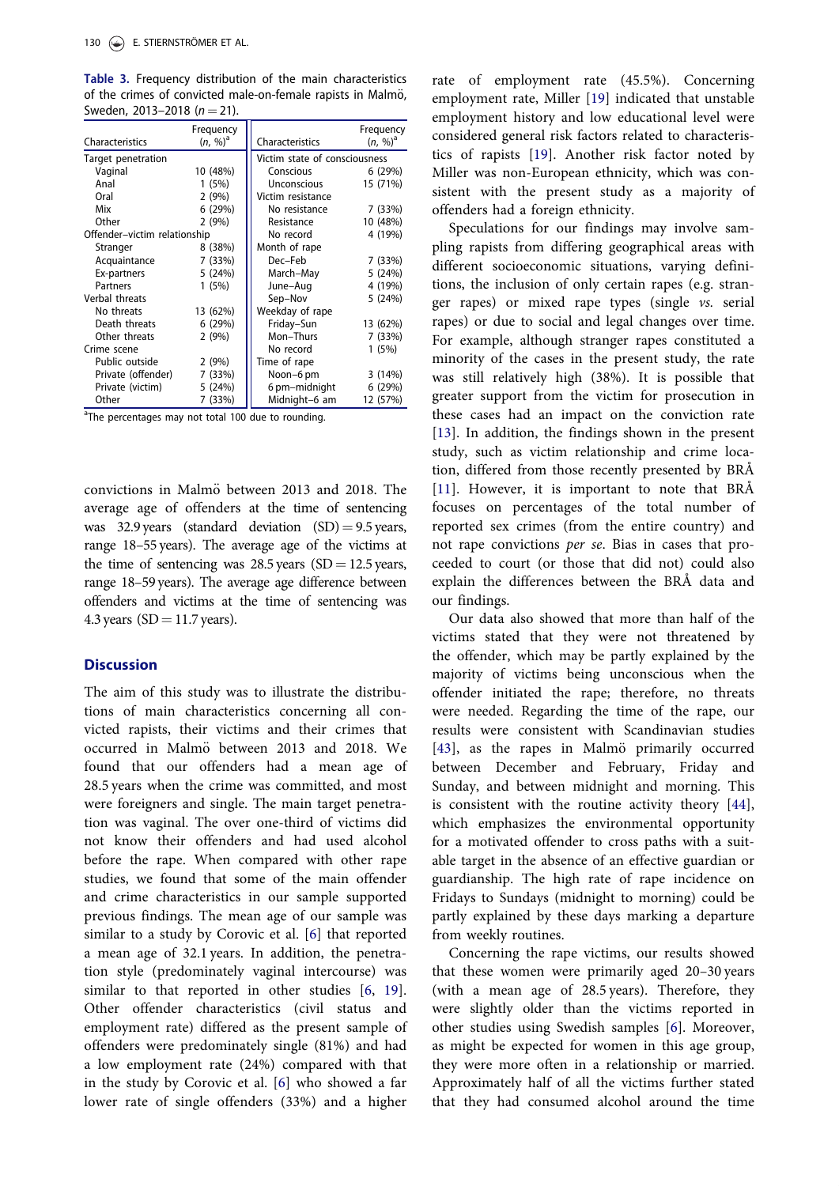**Table 3.** Frequency distribution of the main characteristics of the crimes of convicted male-on-female rapists in Malmö, Sweden, 2013–2018 ($n = 21$).

| Characteristics | Frequency ($n$, %)[a] | Characteristics | Frequency ($n$, %)[a] |
|---|---|---|---|
| Target penetration | | Victim state of consciousness | |
| Vaginal | 10 (48%) | Conscious | 6 (29%) |
| Anal | 1 (5%) | Unconscious | 15 (71%) |
| Oral | 2 (9%) | Victim resistance | |
| Mix | 6 (29%) | No resistance | 7 (33%) |
| Other | 2 (9%) | Resistance | 10 (48%) |
| Offender–victim relationship | | No record | 4 (19%) |
| Stranger | 8 (38%) | Month of rape | |
| Acquaintance | 7 (33%) | Dec–Feb | 7 (33%) |
| Ex-partners | 5 (24%) | March–May | 5 (24%) |
| Partners | 1 (5%) | June–Aug | 4 (19%) |
| Verbal threats | | Sep–Nov | 5 (24%) |
| No threats | 13 (62%) | Weekday of rape | |
| Death threats | 6 (29%) | Friday–Sun | 13 (62%) |
| Other threats | 2 (9%) | Mon–Thurs | 7 (33%) |
| Crime scene | | No record | 1 (5%) |
| Public outside | 2 (9%) | Time of rape | |
| Private (offender) | 7 (33%) | Noon–6 pm | 3 (14%) |
| Private (victim) | 5 (24%) | 6 pm–midnight | 6 (29%) |
| Other | 7 (33%) | Midnight–6 am | 12 (57%) |

[a]The percentages may not total 100 due to rounding.

convictions in Malmö between 2013 and 2018. The average age of offenders at the time of sentencing was 32.9 years (standard deviation (SD) = 9.5 years, range 18–55 years). The average age of the victims at the time of sentencing was 28.5 years (SD = 12.5 years, range 18–59 years). The average age difference between offenders and victims at the time of sentencing was 4.3 years (SD = 11.7 years).

## Discussion

The aim of this study was to illustrate the distributions of main characteristics concerning all convicted rapists, their victims and their crimes that occurred in Malmö between 2013 and 2018. We found that our offenders had a mean age of 28.5 years when the crime was committed, and most were foreigners and single. The main target penetration was vaginal. The over one-third of victims did not know their offenders and had used alcohol before the rape. When compared with other rape studies, we found that some of the main offender and crime characteristics in our sample supported previous findings. The mean age of our sample was similar to a study by Corovic et al. [6] that reported a mean age of 32.1 years. In addition, the penetration style (predominately vaginal intercourse) was similar to that reported in other studies [6, 19]. Other offender characteristics (civil status and employment rate) differed as the present sample of offenders were predominately single (81%) and had a low employment rate (24%) compared with that in the study by Corovic et al. [6] who showed a far lower rate of single offenders (33%) and a higher rate of employment rate (45.5%). Concerning employment rate, Miller [19] indicated that unstable employment history and low educational level were considered general risk factors related to characteristics of rapists [19]. Another risk factor noted by Miller was non-European ethnicity, which was consistent with the present study as a majority of offenders had a foreign ethnicity.

Speculations for our findings may involve sampling rapists from differing geographical areas with different socioeconomic situations, varying definitions, the inclusion of only certain rapes (e.g. stranger rapes) or mixed rape types (single *vs.* serial rapes) or due to social and legal changes over time. For example, although stranger rapes constituted a minority of the cases in the present study, the rate was still relatively high (38%). It is possible that greater support from the victim for prosecution in these cases had an impact on the conviction rate [13]. In addition, the findings shown in the present study, such as victim relationship and crime location, differed from those recently presented by BRÅ [11]. However, it is important to note that BRÅ focuses on percentages of the total number of reported sex crimes (from the entire country) and not rape convictions *per se*. Bias in cases that proceeded to court (or those that did not) could also explain the differences between the BRÅ data and our findings.

Our data also showed that more than half of the victims stated that they were not threatened by the offender, which may be partly explained by the majority of victims being unconscious when the offender initiated the rape; therefore, no threats were needed. Regarding the time of the rape, our results were consistent with Scandinavian studies [43], as the rapes in Malmö primarily occurred between December and February, Friday and Sunday, and between midnight and morning. This is consistent with the routine activity theory [44], which emphasizes the environmental opportunity for a motivated offender to cross paths with a suitable target in the absence of an effective guardian or guardianship. The high rate of rape incidence on Fridays to Sundays (midnight to morning) could be partly explained by these days marking a departure from weekly routines.

Concerning the rape victims, our results showed that these women were primarily aged 20–30 years (with a mean age of 28.5 years). Therefore, they were slightly older than the victims reported in other studies using Swedish samples [6]. Moreover, as might be expected for women in this age group, they were more often in a relationship or married. Approximately half of all the victims further stated that they had consumed alcohol around the time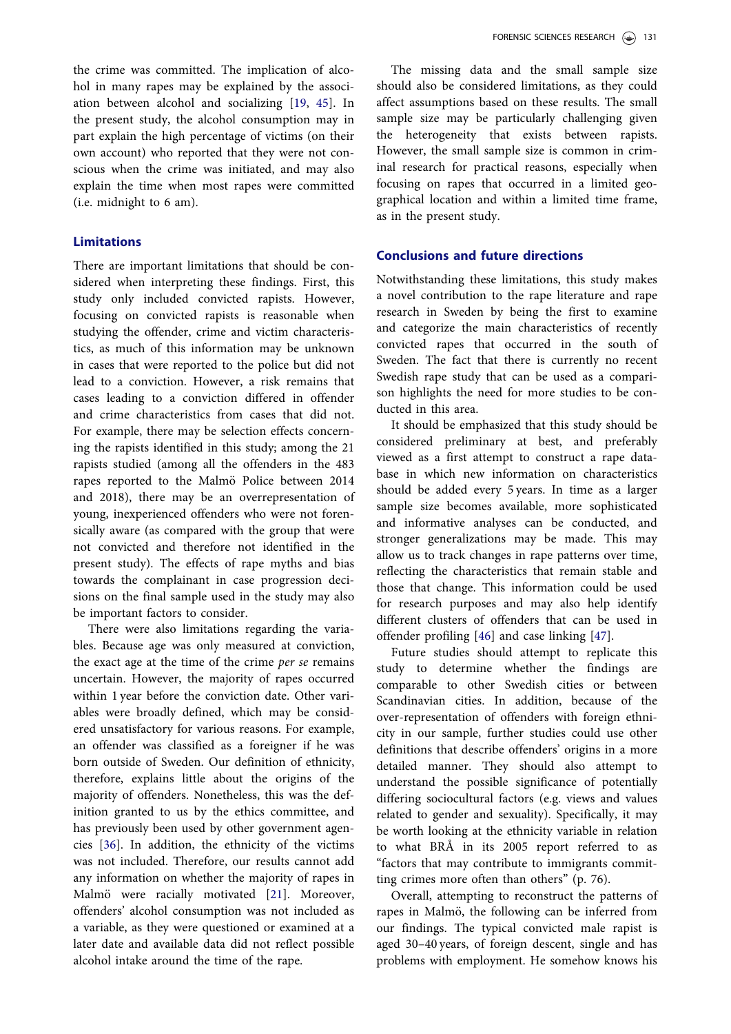the crime was committed. The implication of alcohol in many rapes may be explained by the association between alcohol and socializing [19, 45]. In the present study, the alcohol consumption may in part explain the high percentage of victims (on their own account) who reported that they were not conscious when the crime was initiated, and may also explain the time when most rapes were committed (i.e. midnight to 6 am).

### Limitations

There are important limitations that should be considered when interpreting these findings. First, this study only included convicted rapists. However, focusing on convicted rapists is reasonable when studying the offender, crime and victim characteristics, as much of this information may be unknown in cases that were reported to the police but did not lead to a conviction. However, a risk remains that cases leading to a conviction differed in offender and crime characteristics from cases that did not. For example, there may be selection effects concerning the rapists identified in this study; among the 21 rapists studied (among all the offenders in the 483 rapes reported to the Malmö Police between 2014 and 2018), there may be an overrepresentation of young, inexperienced offenders who were not forensically aware (as compared with the group that were not convicted and therefore not identified in the present study). The effects of rape myths and bias towards the complainant in case progression decisions on the final sample used in the study may also be important factors to consider.

There were also limitations regarding the variables. Because age was only measured at conviction, the exact age at the time of the crime *per se* remains uncertain. However, the majority of rapes occurred within 1 year before the conviction date. Other variables were broadly defined, which may be considered unsatisfactory for various reasons. For example, an offender was classified as a foreigner if he was born outside of Sweden. Our definition of ethnicity, therefore, explains little about the origins of the majority of offenders. Nonetheless, this was the definition granted to us by the ethics committee, and has previously been used by other government agencies [36]. In addition, the ethnicity of the victims was not included. Therefore, our results cannot add any information on whether the majority of rapes in Malmö were racially motivated [21]. Moreover, offenders' alcohol consumption was not included as a variable, as they were questioned or examined at a later date and available data did not reflect possible alcohol intake around the time of the rape.

The missing data and the small sample size should also be considered limitations, as they could affect assumptions based on these results. The small sample size may be particularly challenging given the heterogeneity that exists between rapists. However, the small sample size is common in criminal research for practical reasons, especially when focusing on rapes that occurred in a limited geographical location and within a limited time frame, as in the present study.

### Conclusions and future directions

Notwithstanding these limitations, this study makes a novel contribution to the rape literature and rape research in Sweden by being the first to examine and categorize the main characteristics of recently convicted rapes that occurred in the south of Sweden. The fact that there is currently no recent Swedish rape study that can be used as a comparison highlights the need for more studies to be conducted in this area.

It should be emphasized that this study should be considered preliminary at best, and preferably viewed as a first attempt to construct a rape database in which new information on characteristics should be added every 5 years. In time as a larger sample size becomes available, more sophisticated and informative analyses can be conducted, and stronger generalizations may be made. This may allow us to track changes in rape patterns over time, reflecting the characteristics that remain stable and those that change. This information could be used for research purposes and may also help identify different clusters of offenders that can be used in offender profiling [46] and case linking [47].

Future studies should attempt to replicate this study to determine whether the findings are comparable to other Swedish cities or between Scandinavian cities. In addition, because of the over-representation of offenders with foreign ethnicity in our sample, further studies could use other definitions that describe offenders' origins in a more detailed manner. They should also attempt to understand the possible significance of potentially differing sociocultural factors (e.g. views and values related to gender and sexuality). Specifically, it may be worth looking at the ethnicity variable in relation to what BRÅ in its 2005 report referred to as "factors that may contribute to immigrants committing crimes more often than others" (p. 76).

Overall, attempting to reconstruct the patterns of rapes in Malmö, the following can be inferred from our findings. The typical convicted male rapist is aged 30–40 years, of foreign descent, single and has problems with employment. He somehow knows his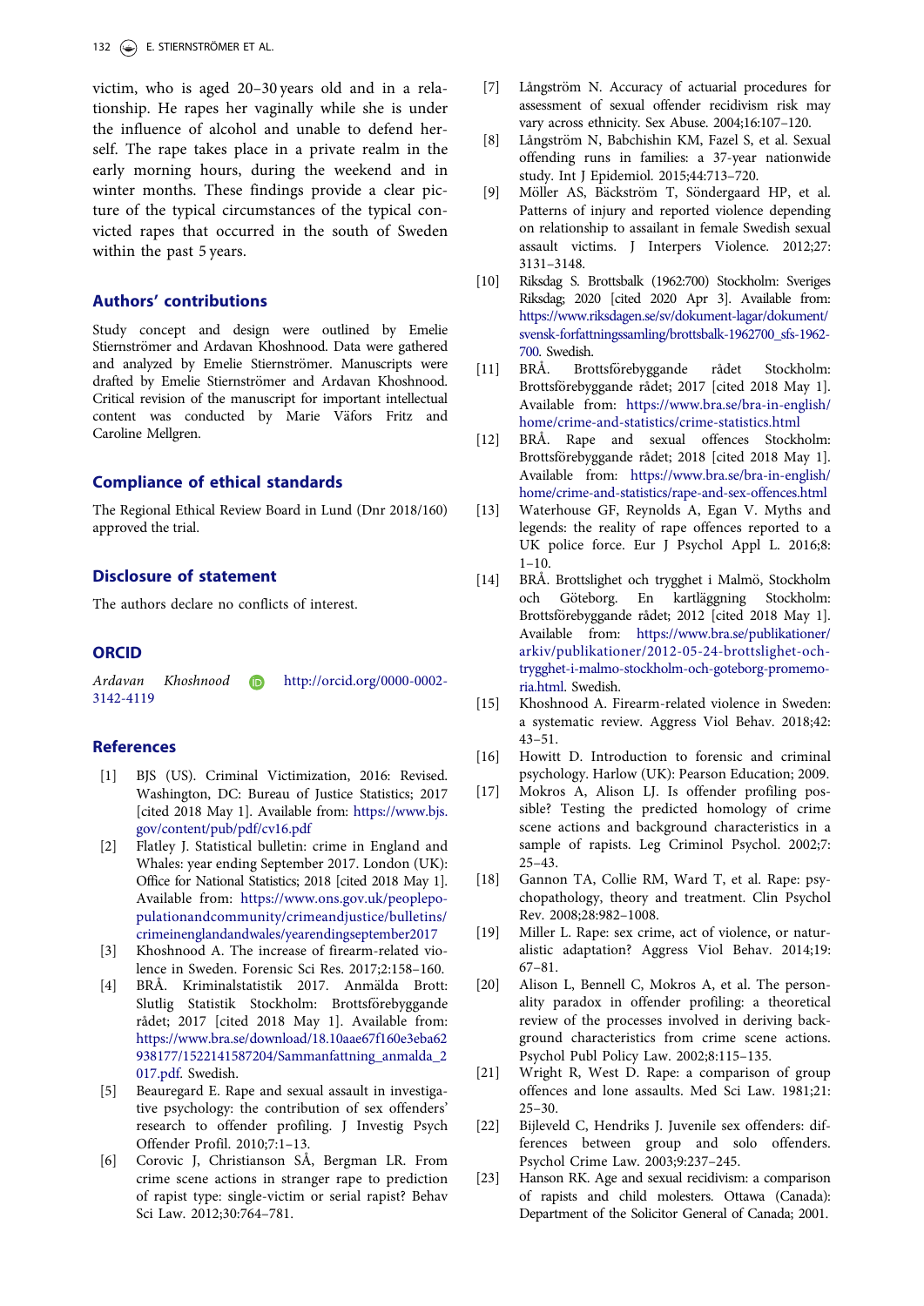victim, who is aged 20–30 years old and in a relationship. He rapes her vaginally while she is under the influence of alcohol and unable to defend herself. The rape takes place in a private realm in the early morning hours, during the weekend and in winter months. These findings provide a clear picture of the typical circumstances of the typical convicted rapes that occurred in the south of Sweden within the past 5 years.

## Authors' contributions

Study concept and design were outlined by Emelie Stiernströmer and Ardavan Khoshnood. Data were gathered and analyzed by Emelie Stiernströmer. Manuscripts were drafted by Emelie Stiernströmer and Ardavan Khoshnood. Critical revision of the manuscript for important intellectual content was conducted by Marie Väfors Fritz and Caroline Mellgren.

## Compliance of ethical standards

The Regional Ethical Review Board in Lund (Dnr 2018/160) approved the trial.

## Disclosure of statement

The authors declare no conflicts of interest.

## ORCID

*Ardavan Khoshnood* http://orcid.org/0000-0002-3142-4119

## References

[1] BJS (US). Criminal Victimization, 2016: Revised. Washington, DC: Bureau of Justice Statistics; 2017 [cited 2018 May 1]. Available from: https://www.bjs.gov/content/pub/pdf/cv16.pdf

[2] Flatley J. Statistical bulletin: crime in England and Whales: year ending September 2017. London (UK): Office for National Statistics; 2018 [cited 2018 May 1]. Available from: https://www.ons.gov.uk/peoplepopulationandcommunity/crimeandjustice/bulletins/crimeinenglandandwales/yearendingseptember2017

[3] Khoshnood A. The increase of firearm-related violence in Sweden. Forensic Sci Res. 2017;2:158–160.

[4] BRÅ. Kriminalstatistik 2017. Anmälda Brott: Slutlig Statistik Stockholm: Brottsförebyggande rådet; 2017 [cited 2018 May 1]. Available from: https://www.bra.se/download/18.10aae67f160e3eba62938177/1522141587204/Sammanfattning_anmalda_2017.pdf. Swedish.

[5] Beauregard E. Rape and sexual assault in investigative psychology: the contribution of sex offenders' research to offender profiling. J Investig Psych Offender Profil. 2010;7:1–13.

[6] Corovic J, Christianson SÅ, Bergman LR. From crime scene actions in stranger rape to prediction of rapist type: single-victim or serial rapist? Behav Sci Law. 2012;30:764–781.

[7] Långström N. Accuracy of actuarial procedures for assessment of sexual offender recidivism risk may vary across ethnicity. Sex Abuse. 2004;16:107–120.

[8] Långström N, Babchishin KM, Fazel S, et al. Sexual offending runs in families: a 37-year nationwide study. Int J Epidemiol. 2015;44:713–720.

[9] Möller AS, Bäckström T, Söndergaard HP, et al. Patterns of injury and reported violence depending on relationship to assailant in female Swedish sexual assault victims. J Interpers Violence. 2012;27:3131–3148.

[10] Riksdag S. Brottsbalk (1962:700) Stockholm: Sveriges Riksdag; 2020 [cited 2020 Apr 3]. Available from: https://www.riksdagen.se/sv/dokument-lagar/dokument/svensk-forfattningssamling/brottsbalk-1962700_sfs-1962-700. Swedish.

[11] BRÅ. Brottsförebyggande rådet Stockholm: Brottsförebyggande rådet; 2017 [cited 2018 May 1]. Available from: https://www.bra.se/bra-in-english/home/crime-and-statistics/crime-statistics.html

[12] BRÅ. Rape and sexual offences Stockholm: Brottsförebyggande rådet; 2018 [cited 2018 May 1]. Available from: https://www.bra.se/bra-in-english/home/crime-and-statistics/rape-and-sex-offences.html

[13] Waterhouse GF, Reynolds A, Egan V. Myths and legends: the reality of rape offences reported to a UK police force. Eur J Psychol Appl L. 2016;8:1–10.

[14] BRÅ. Brottslighet och trygghet i Malmö, Stockholm och Göteborg. En kartläggning Stockholm: Brottsförebyggande rådet; 2012 [cited 2018 May 1]. Available from: https://www.bra.se/publikationer/arkiv/publikationer/2012-05-24-brottslighet-och-trygghet-i-malmo-stockholm-och-goteborg-promemoria.html. Swedish.

[15] Khoshnood A. Firearm-related violence in Sweden: a systematic review. Aggress Viol Behav. 2018;42:43–51.

[16] Howitt D. Introduction to forensic and criminal psychology. Harlow (UK): Pearson Education; 2009.

[17] Mokros A, Alison LJ. Is offender profiling possible? Testing the predicted homology of crime scene actions and background characteristics in a sample of rapists. Leg Criminol Psychol. 2002;7:25–43.

[18] Gannon TA, Collie RM, Ward T, et al. Rape: psychopathology, theory and treatment. Clin Psychol Rev. 2008;28:982–1008.

[19] Miller L. Rape: sex crime, act of violence, or naturalistic adaptation? Aggress Viol Behav. 2014;19:67–81.

[20] Alison L, Bennell C, Mokros A, et al. The personality paradox in offender profiling: a theoretical review of the processes involved in deriving background characteristics from crime scene actions. Psychol Publ Policy Law. 2002;8:115–135.

[21] Wright R, West D. Rape: a comparison of group offences and lone assaults. Med Sci Law. 1981;21:25–30.

[22] Bijleveld C, Hendriks J. Juvenile sex offenders: differences between group and solo offenders. Psychol Crime Law. 2003;9:237–245.

[23] Hanson RK. Age and sexual recidivism: a comparison of rapists and child molesters. Ottawa (Canada): Department of the Solicitor General of Canada; 2001.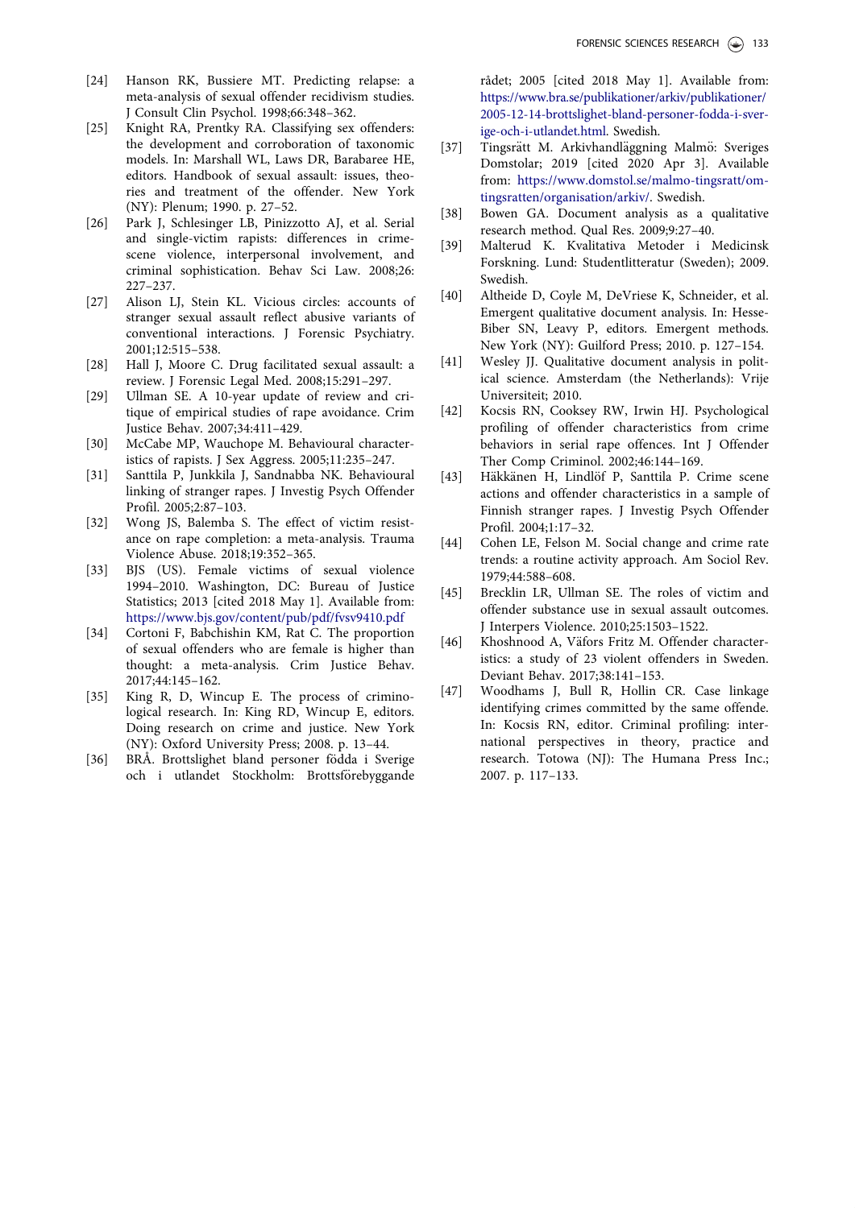[24] Hanson RK, Bussiere MT. Predicting relapse: a meta-analysis of sexual offender recidivism studies. J Consult Clin Psychol. 1998;66:348–362.

[25] Knight RA, Prentky RA. Classifying sex offenders: the development and corroboration of taxonomic models. In: Marshall WL, Laws DR, Barabaree HE, editors. Handbook of sexual assault: issues, theories and treatment of the offender. New York (NY): Plenum; 1990. p. 27–52.

[26] Park J, Schlesinger LB, Pinizzotto AJ, et al. Serial and single-victim rapists: differences in crime-scene violence, interpersonal involvement, and criminal sophistication. Behav Sci Law. 2008;26: 227–237.

[27] Alison LJ, Stein KL. Vicious circles: accounts of stranger sexual assault reflect abusive variants of conventional interactions. J Forensic Psychiatry. 2001;12:515–538.

[28] Hall J, Moore C. Drug facilitated sexual assault: a review. J Forensic Legal Med. 2008;15:291–297.

[29] Ullman SE. A 10-year update of review and critique of empirical studies of rape avoidance. Crim Justice Behav. 2007;34:411–429.

[30] McCabe MP, Wauchope M. Behavioural characteristics of rapists. J Sex Aggress. 2005;11:235–247.

[31] Santtila P, Junkkila J, Sandnabba NK. Behavioural linking of stranger rapes. J Investig Psych Offender Profil. 2005;2:87–103.

[32] Wong JS, Balemba S. The effect of victim resistance on rape completion: a meta-analysis. Trauma Violence Abuse. 2018;19:352–365.

[33] BJS (US). Female victims of sexual violence 1994–2010. Washington, DC: Bureau of Justice Statistics; 2013 [cited 2018 May 1]. Available from: https://www.bjs.gov/content/pub/pdf/fvsv9410.pdf

[34] Cortoni F, Babchishin KM, Rat C. The proportion of sexual offenders who are female is higher than thought: a meta-analysis. Crim Justice Behav. 2017;44:145–162.

[35] King R, D, Wincup E. The process of criminological research. In: King RD, Wincup E, editors. Doing research on crime and justice. New York (NY): Oxford University Press; 2008. p. 13–44.

[36] BRÅ. Brottslighet bland personer födda i Sverige och i utlandet Stockholm: Brottsförebyggande rådet; 2005 [cited 2018 May 1]. Available from: https://www.bra.se/publikationer/arkiv/publikationer/2005-12-14-brottslighet-bland-personer-fodda-i-sverige-och-i-utlandet.html. Swedish.

[37] Tingsrätt M. Arkivhandläggning Malmö: Sveriges Domstolar; 2019 [cited 2020 Apr 3]. Available from: https://www.domstol.se/malmo-tingsratt/om-tingsratten/organisation/arkiv/. Swedish.

[38] Bowen GA. Document analysis as a qualitative research method. Qual Res. 2009;9:27–40.

[39] Malterud K. Kvalitativa Metoder i Medicinsk Forskning. Lund: Studentlitteratur (Sweden); 2009. Swedish.

[40] Altheide D, Coyle M, DeVriese K, Schneider, et al. Emergent qualitative document analysis. In: Hesse-Biber SN, Leavy P, editors. Emergent methods. New York (NY): Guilford Press; 2010. p. 127–154.

[41] Wesley JJ. Qualitative document analysis in political science. Amsterdam (the Netherlands): Vrije Universiteit; 2010.

[42] Kocsis RN, Cooksey RW, Irwin HJ. Psychological profiling of offender characteristics from crime behaviors in serial rape offences. Int J Offender Ther Comp Criminol. 2002;46:144–169.

[43] Häkkänen H, Lindlöf P, Santtila P. Crime scene actions and offender characteristics in a sample of Finnish stranger rapes. J Investig Psych Offender Profil. 2004;1:17–32.

[44] Cohen LE, Felson M. Social change and crime rate trends: a routine activity approach. Am Sociol Rev. 1979;44:588–608.

[45] Brecklin LR, Ullman SE. The roles of victim and offender substance use in sexual assault outcomes. J Interpers Violence. 2010;25:1503–1522.

[46] Khoshnood A, Väfors Fritz M. Offender characteristics: a study of 23 violent offenders in Sweden. Deviant Behav. 2017;38:141–153.

[47] Woodhams J, Bull R, Hollin CR. Case linkage identifying crimes committed by the same offende. In: Kocsis RN, editor. Criminal profiling: international perspectives in theory, practice and research. Totowa (NJ): The Humana Press Inc.; 2007. p. 117–133.